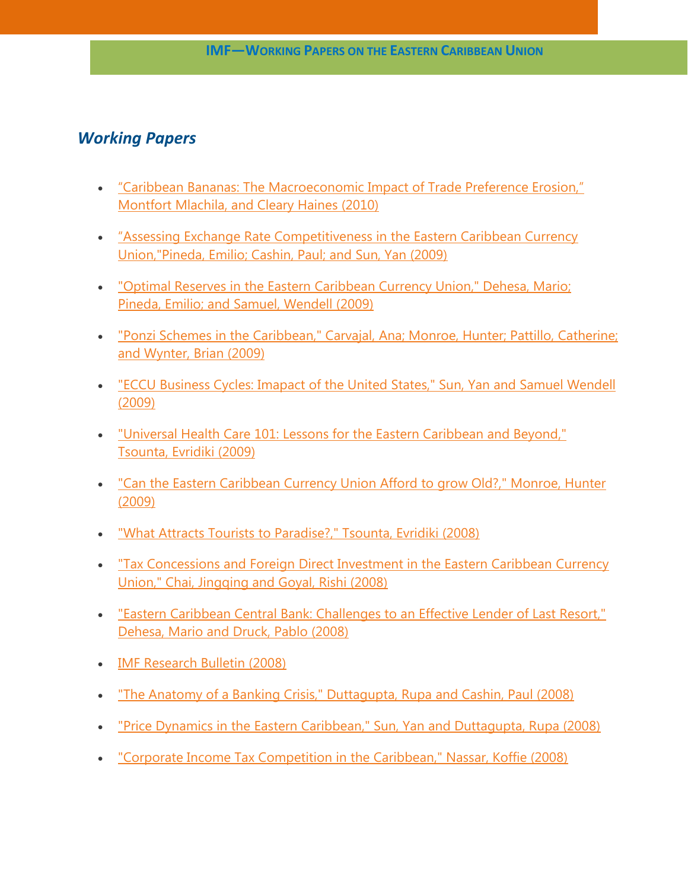# IMF—Working Papers on the Eastern Caribbean Union

## *Working Papers*

- "Caribbean Bananas: The Macroeconomic Impact of Trade Preference Erosion," Montfort Mlachila, and Cleary Haines (2010)
- "Assessing Exchange Rate Competitiveness in the Eastern Caribbean Currency Union,"Pineda, Emilio; Cashin, Paul; and Sun, Yan (2009)
- "Optimal Reserves in the Eastern Caribbean Currency Union," Dehesa, Mario; Pineda, Emilio; and Samuel, Wendell (2009)
- "Ponzi Schemes in the Caribbean," Carvajal, Ana; Monroe, Hunter; Pattillo, Catherine; and Wynter, Brian (2009)
- "ECCU Business Cycles: Imapact of the United States," Sun, Yan and Samuel Wendell (2009)
- "Universal Health Care 101: Lessons for the Eastern Caribbean and Beyond," Tsounta, Evridiki (2009)
- "Can the Eastern Caribbean Currency Union Afford to grow Old?," Monroe, Hunter (2009)
- "What Attracts Tourists to Paradise?," Tsounta, Evridiki (2008)
- "Tax Concessions and Foreign Direct Investment in the Eastern Caribbean Currency Union," Chai, Jingqing and Goyal, Rishi (2008)
- "Eastern Caribbean Central Bank: Challenges to an Effective Lender of Last Resort," Dehesa, Mario and Druck, Pablo (2008)
- IMF Research Bulletin (2008)
- "The Anatomy of a Banking Crisis," Duttagupta, Rupa and Cashin, Paul (2008)
- "Price Dynamics in the Eastern Caribbean," Sun, Yan and Duttagupta, Rupa (2008)
- "Corporate Income Tax Competition in the Caribbean," Nassar, Koffie (2008)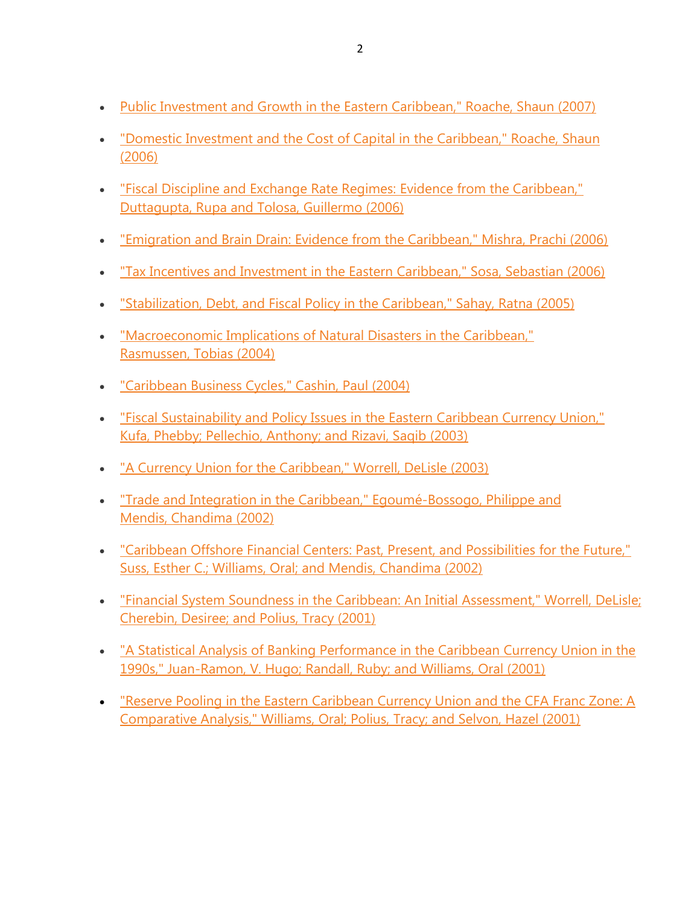- Public Investment and Growth in the Eastern Caribbean," Roache, Shaun (2007)
- "Domestic Investment and the Cost of Capital in the Caribbean," Roache, Shaun (2006)
- "Fiscal Discipline and Exchange Rate Regimes: Evidence from the Caribbean," Duttagupta, Rupa and Tolosa, Guillermo (2006)
- "Emigration and Brain Drain: Evidence from the Caribbean," Mishra, Prachi (2006)
- "Tax Incentives and Investment in the Eastern Caribbean," Sosa, Sebastian (2006)
- "Stabilization, Debt, and Fiscal Policy in the Caribbean," Sahay, Ratna (2005)
- "Macroeconomic Implications of Natural Disasters in the Caribbean," Rasmussen, Tobias (2004)
- "Caribbean Business Cycles," Cashin, Paul (2004)
- "Fiscal Sustainability and Policy Issues in the Eastern Caribbean Currency Union," Kufa, Phebby; Pellechio, Anthony; and Rizavi, Saqib (2003)
- "A Currency Union for the Caribbean," Worrell, DeLisle (2003)
- "Trade and Integration in the Caribbean," Egoumé-Bossogo, Philippe and Mendis, Chandima (2002)
- "Caribbean Offshore Financial Centers: Past, Present, and Possibilities for the Future," Suss, Esther C.; Williams, Oral; and Mendis, Chandima (2002)
- "Financial System Soundness in the Caribbean: An Initial Assessment," Worrell, DeLisle; Cherebin, Desiree; and Polius, Tracy (2001)
- "A Statistical Analysis of Banking Performance in the Caribbean Currency Union in the 1990s," Juan-Ramon, V. Hugo; Randall, Ruby; and Williams, Oral (2001)
- "Reserve Pooling in the Eastern Caribbean Currency Union and the CFA Franc Zone: A Comparative Analysis," Williams, Oral; Polius, Tracy; and Selvon, Hazel (2001)